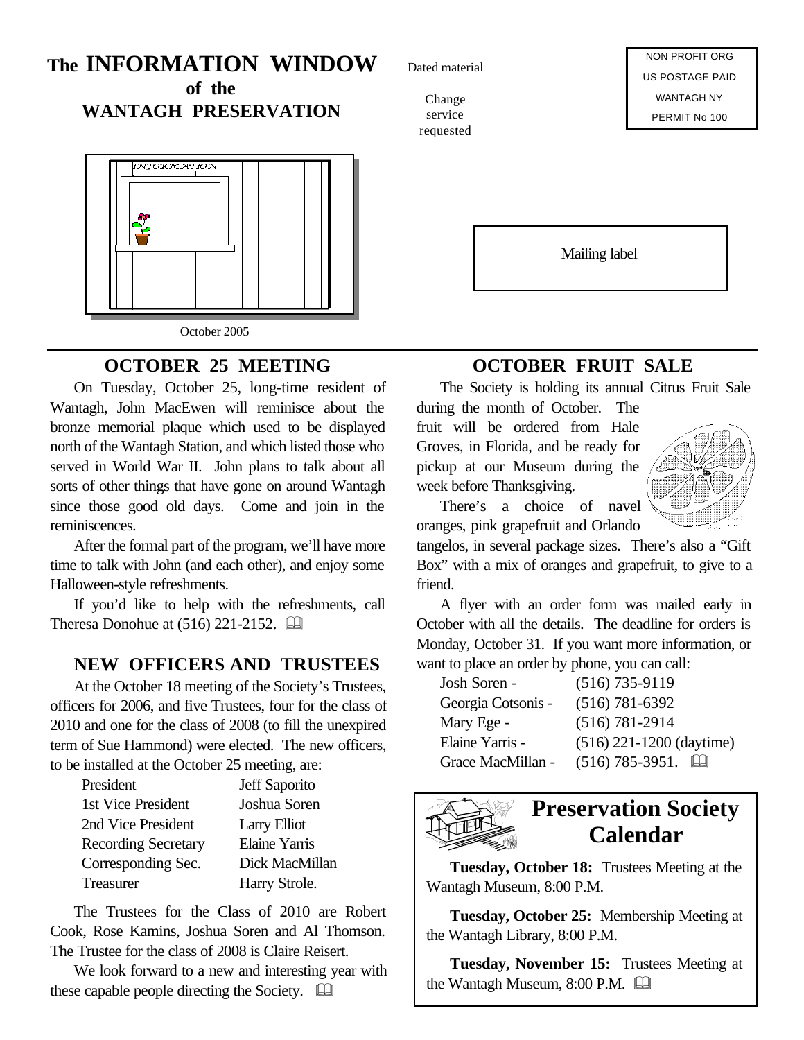# The INFORMATION WINDOW of the WANTAGH PRESERVATION

Dated material

Change service requested

NON PROFIT ORG
US POSTAGE PAID
WANTAGH NY
PERMIT No 100

Mailing label

October 2005

## OCTOBER 25 MEETING

On Tuesday, October 25, long-time resident of Wantagh, John MacEwen will reminisce about the bronze memorial plaque which used to be displayed north of the Wantagh Station, and which listed those who served in World War II. John plans to talk about all sorts of other things that have gone on around Wantagh since those good old days. Come and join in the reminiscences.

After the formal part of the program, we'll have more time to talk with John (and each other), and enjoy some Halloween-style refreshments.

If you'd like to help with the refreshments, call Theresa Donohue at (516) 221-2152.

## NEW OFFICERS AND TRUSTEES

At the October 18 meeting of the Society's Trustees, officers for 2006, and five Trustees, four for the class of 2010 and one for the class of 2008 (to fill the unexpired term of Sue Hammond) were elected. The new officers, to be installed at the October 25 meeting, are:

| | |
|---|---|
| President | Jeff Saporito |
| 1st Vice President | Joshua Soren |
| 2nd Vice President | Larry Elliot |
| Recording Secretary | Elaine Yarris |
| Corresponding Sec. | Dick MacMillan |
| Treasurer | Harry Strole. |

The Trustees for the Class of 2010 are Robert Cook, Rose Kamins, Joshua Soren and Al Thomson. The Trustee for the class of 2008 is Claire Reisert.

We look forward to a new and interesting year with these capable people directing the Society.

## OCTOBER FRUIT SALE

The Society is holding its annual Citrus Fruit Sale during the month of October. The fruit will be ordered from Hale Groves, in Florida, and be ready for pickup at our Museum during the week before Thanksgiving.

There's a choice of navel oranges, pink grapefruit and Orlando tangelos, in several package sizes. There's also a "Gift Box" with a mix of oranges and grapefruit, to give to a friend.

A flyer with an order form was mailed early in October with all the details. The deadline for orders is Monday, October 31. If you want more information, or want to place an order by phone, you can call:

| | |
|---|---|
| Josh Soren - | (516) 735-9119 |
| Georgia Cotsonis - | (516) 781-6392 |
| Mary Ege - | (516) 781-2914 |
| Elaine Yarris - | (516) 221-1200 (daytime) |
| Grace MacMillan - | (516) 785-3951. |

## Preservation Society Calendar

**Tuesday, October 18:** Trustees Meeting at the Wantagh Museum, 8:00 P.M.

**Tuesday, October 25:** Membership Meeting at the Wantagh Library, 8:00 P.M.

**Tuesday, November 15:** Trustees Meeting at the Wantagh Museum, 8:00 P.M.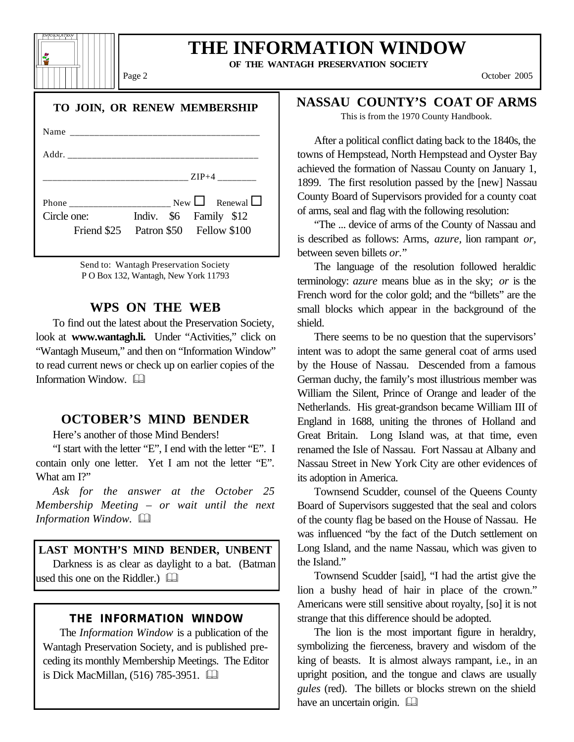# THE INFORMATION WINDOW

**OF THE WANTAGH PRESERVATION SOCIETY**

Page 2 — October 2005

## TO JOIN, OR RENEW MEMBERSHIP

Name ______________________________________

Addr. ______________________________________

______________________________ ZIP+4 ________

Phone ____________________ New ☐ Renewal ☐

Circle one: Indiv. $6 Family $12

Friend $25 Patron $50 Fellow $100

Send to: Wantagh Preservation Society
P O Box 132, Wantagh, New York 11793

## WPS ON THE WEB

To find out the latest about the Preservation Society, look at **www.wantagh.li.** Under "Activities," click on "Wantagh Museum," and then on "Information Window" to read current news or check up on earlier copies of the Information Window. 🕮

## OCTOBER'S MIND BENDER

Here's another of those Mind Benders!

"I start with the letter "E", I end with the letter "E". I contain only one letter. Yet I am not the letter "E". What am I?"

*Ask for the answer at the October 25 Membership Meeting – or wait until the next Information Window.* 🕮

## LAST MONTH'S MIND BENDER, UNBENT

Darkness is as clear as daylight to a bat. (Batman used this one on the Riddler.) 🕮

## THE INFORMATION WINDOW

The *Information Window* is a publication of the Wantagh Preservation Society, and is published preceding its monthly Membership Meetings. The Editor is Dick MacMillan, (516) 785-3951. 🕮

## NASSAU COUNTY'S COAT OF ARMS

This is from the 1970 County Handbook.

After a political conflict dating back to the 1840s, the towns of Hempstead, North Hempstead and Oyster Bay achieved the formation of Nassau County on January 1, 1899. The first resolution passed by the [new] Nassau County Board of Supervisors provided for a county coat of arms, seal and flag with the following resolution:

"The ... device of arms of the County of Nassau and is described as follows: Arms, *azure*, lion rampant *or*, between seven billets *or*."

The language of the resolution followed heraldic terminology: *azure* means blue as in the sky; *or* is the French word for the color gold; and the "billets" are the small blocks which appear in the background of the shield.

There seems to be no question that the supervisors' intent was to adopt the same general coat of arms used by the House of Nassau. Descended from a famous German duchy, the family's most illustrious member was William the Silent, Prince of Orange and leader of the Netherlands. His great-grandson became William III of England in 1688, uniting the thrones of Holland and Great Britain. Long Island was, at that time, even renamed the Isle of Nassau. Fort Nassau at Albany and Nassau Street in New York City are other evidences of its adoption in America.

Townsend Scudder, counsel of the Queens County Board of Supervisors suggested that the seal and colors of the county flag be based on the House of Nassau. He was influenced "by the fact of the Dutch settlement on Long Island, and the name Nassau, which was given to the Island."

Townsend Scudder [said], "I had the artist give the lion a bushy head of hair in place of the crown." Americans were still sensitive about royalty, [so] it is not strange that this difference should be adopted.

The lion is the most important figure in heraldry, symbolizing the fierceness, bravery and wisdom of the king of beasts. It is almost always rampant, i.e., in an upright position, and the tongue and claws are usually *gules* (red). The billets or blocks strewn on the shield have an uncertain origin. 🕮